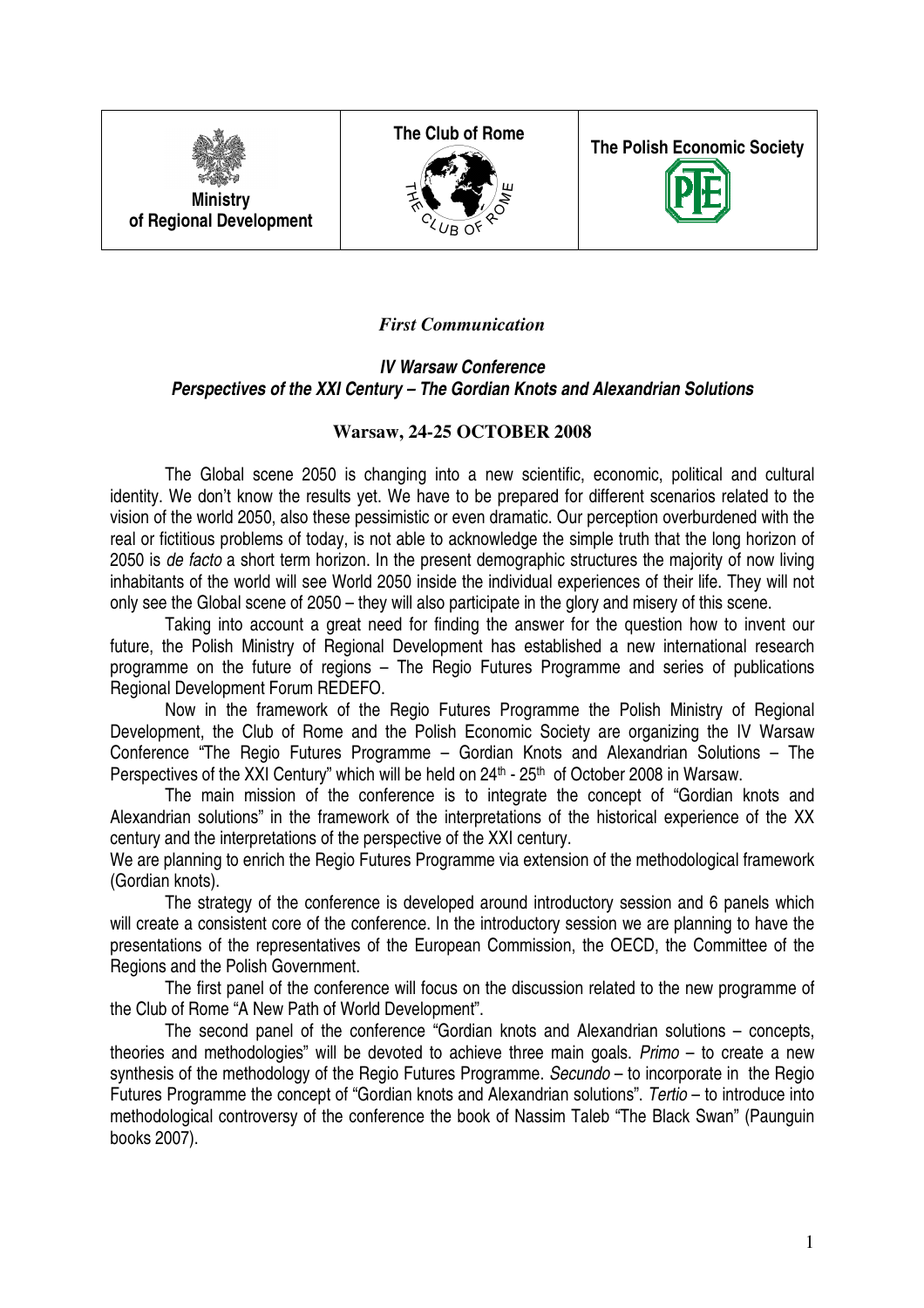| Ministry of Regional Development | The Club of Rome | The Polish Economic Society |
| --- | --- | --- |

*First Communication*

***IV Warsaw Conference***
***Perspectives of the XXI Century – The Gordian Knots and Alexandrian Solutions***

**Warsaw, 24-25 OCTOBER 2008**

The Global scene 2050 is changing into a new scientific, economic, political and cultural identity. We don't know the results yet. We have to be prepared for different scenarios related to the vision of the world 2050, also these pessimistic or even dramatic. Our perception overburdened with the real or fictitious problems of today, is not able to acknowledge the simple truth that the long horizon of 2050 is *de facto* a short term horizon. In the present demographic structures the majority of now living inhabitants of the world will see World 2050 inside the individual experiences of their life. They will not only see the Global scene of 2050 – they will also participate in the glory and misery of this scene.

Taking into account a great need for finding the answer for the question how to invent our future, the Polish Ministry of Regional Development has established a new international research programme on the future of regions – The Regio Futures Programme and series of publications Regional Development Forum REDEFO.

Now in the framework of the Regio Futures Programme the Polish Ministry of Regional Development, the Club of Rome and the Polish Economic Society are organizing the IV Warsaw Conference "The Regio Futures Programme – Gordian Knots and Alexandrian Solutions – The Perspectives of the XXI Century" which will be held on 24th - 25th of October 2008 in Warsaw.

The main mission of the conference is to integrate the concept of "Gordian knots and Alexandrian solutions" in the framework of the interpretations of the historical experience of the XX century and the interpretations of the perspective of the XXI century.

We are planning to enrich the Regio Futures Programme via extension of the methodological framework (Gordian knots).

The strategy of the conference is developed around introductory session and 6 panels which will create a consistent core of the conference. In the introductory session we are planning to have the presentations of the representatives of the European Commission, the OECD, the Committee of the Regions and the Polish Government.

The first panel of the conference will focus on the discussion related to the new programme of the Club of Rome "A New Path of World Development".

The second panel of the conference "Gordian knots and Alexandrian solutions – concepts, theories and methodologies" will be devoted to achieve three main goals. *Primo* – to create a new synthesis of the methodology of the Regio Futures Programme. *Secundo* – to incorporate in the Regio Futures Programme the concept of "Gordian knots and Alexandrian solutions". *Tertio* – to introduce into methodological controversy of the conference the book of Nassim Taleb "The Black Swan" (Paunguin books 2007).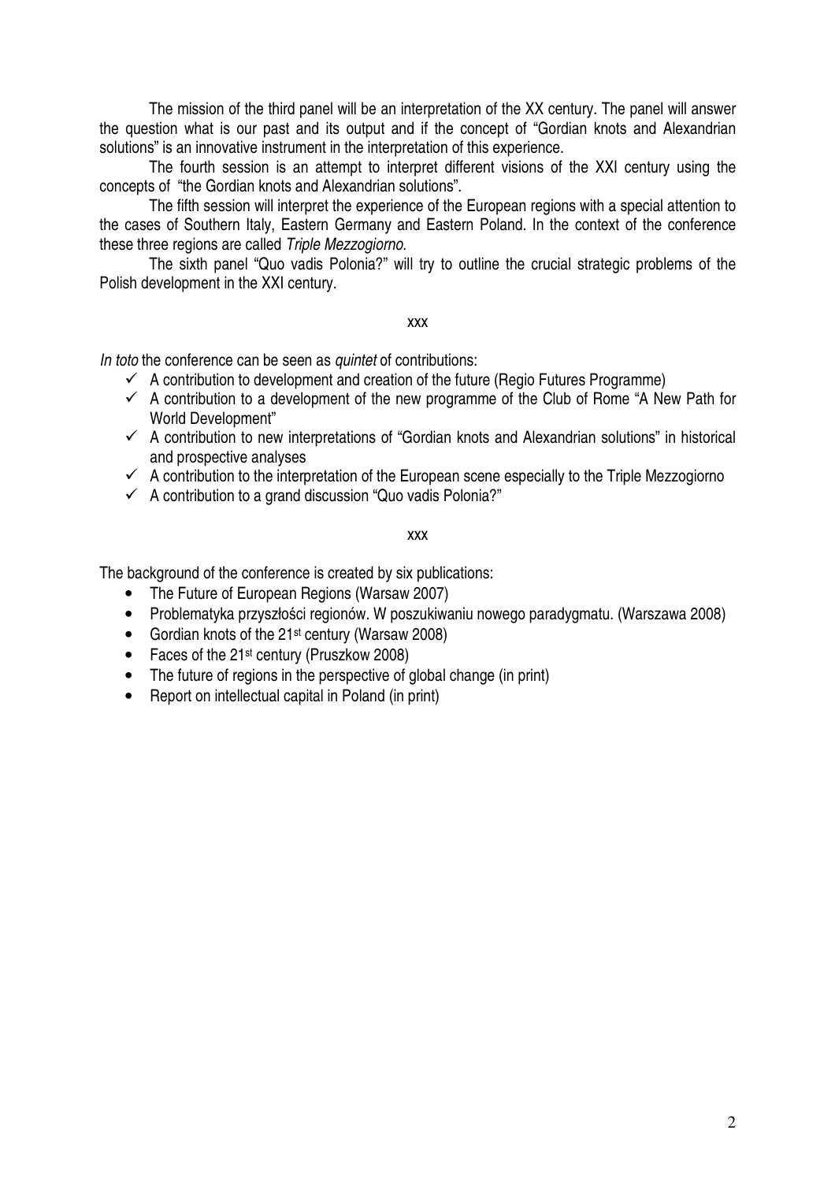The mission of the third panel will be an interpretation of the XX century. The panel will answer the question what is our past and its output and if the concept of "Gordian knots and Alexandrian solutions" is an innovative instrument in the interpretation of this experience.

The fourth session is an attempt to interpret different visions of the XXI century using the concepts of "the Gordian knots and Alexandrian solutions".

The fifth session will interpret the experience of the European regions with a special attention to the cases of Southern Italy, Eastern Germany and Eastern Poland. In the context of the conference these three regions are called *Triple Mezzogiorno*.

The sixth panel "Quo vadis Polonia?" will try to outline the crucial strategic problems of the Polish development in the XXI century.

xxx

*In toto* the conference can be seen as *quintet* of contributions:

- ✓ A contribution to development and creation of the future (Regio Futures Programme)
- ✓ A contribution to a development of the new programme of the Club of Rome "A New Path for World Development"
- ✓ A contribution to new interpretations of "Gordian knots and Alexandrian solutions" in historical and prospective analyses
- ✓ A contribution to the interpretation of the European scene especially to the Triple Mezzogiorno
- ✓ A contribution to a grand discussion "Quo vadis Polonia?"

xxx

The background of the conference is created by six publications:

- The Future of European Regions (Warsaw 2007)
- Problematyka przyszłości regionów. W poszukiwaniu nowego paradygmatu. (Warszawa 2008)
- Gordian knots of the 21st century (Warsaw 2008)
- Faces of the 21st century (Pruszkow 2008)
- The future of regions in the perspective of global change (in print)
- Report on intellectual capital in Poland (in print)